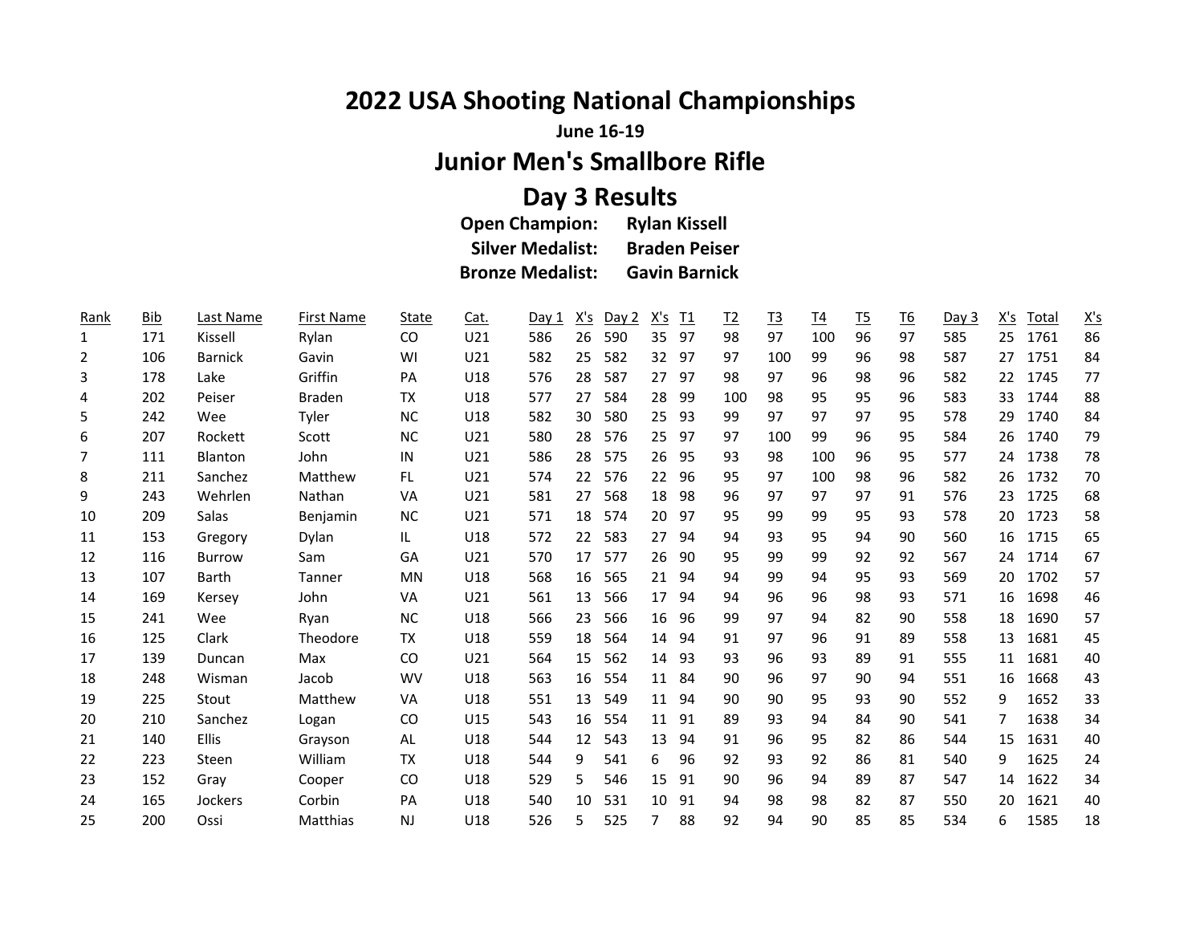# 2022 USA Shooting National Championships

**June 16-19**

## Junior Men's Smallbore Rifle

## Day 3 Results

**Open Champion:** **Rylan Kissell**
**Silver Medalist:** **Braden Peiser**
**Bronze Medalist:** **Gavin Barnick**

| Rank | Bib | Last Name | First Name | State | Cat. | Day 1 | X's | Day 2 | X's | T1 | T2 | T3 | T4 | T5 | T6 | Day 3 | X's | Total | X's |
|---|---|---|---|---|---|---|---|---|---|---|---|---|---|---|---|---|---|---|---|
| 1 | 171 | Kissell | Rylan | CO | U21 | 586 | 26 | 590 | 35 | 97 | 98 | 97 | 100 | 96 | 97 | 585 | 25 | 1761 | 86 |
| 2 | 106 | Barnick | Gavin | WI | U21 | 582 | 25 | 582 | 32 | 97 | 97 | 100 | 99 | 96 | 98 | 587 | 27 | 1751 | 84 |
| 3 | 178 | Lake | Griffin | PA | U18 | 576 | 28 | 587 | 27 | 97 | 98 | 97 | 96 | 98 | 96 | 582 | 22 | 1745 | 77 |
| 4 | 202 | Peiser | Braden | TX | U18 | 577 | 27 | 584 | 28 | 99 | 100 | 98 | 95 | 95 | 96 | 583 | 33 | 1744 | 88 |
| 5 | 242 | Wee | Tyler | NC | U18 | 582 | 30 | 580 | 25 | 93 | 99 | 97 | 97 | 97 | 95 | 578 | 29 | 1740 | 84 |
| 6 | 207 | Rockett | Scott | NC | U21 | 580 | 28 | 576 | 25 | 97 | 97 | 100 | 99 | 96 | 95 | 584 | 26 | 1740 | 79 |
| 7 | 111 | Blanton | John | IN | U21 | 586 | 28 | 575 | 26 | 95 | 93 | 98 | 100 | 96 | 95 | 577 | 24 | 1738 | 78 |
| 8 | 211 | Sanchez | Matthew | FL | U21 | 574 | 22 | 576 | 22 | 96 | 95 | 97 | 100 | 98 | 96 | 582 | 26 | 1732 | 70 |
| 9 | 243 | Wehrlen | Nathan | VA | U21 | 581 | 27 | 568 | 18 | 98 | 96 | 97 | 97 | 97 | 91 | 576 | 23 | 1725 | 68 |
| 10 | 209 | Salas | Benjamin | NC | U21 | 571 | 18 | 574 | 20 | 97 | 95 | 99 | 99 | 95 | 93 | 578 | 20 | 1723 | 58 |
| 11 | 153 | Gregory | Dylan | IL | U18 | 572 | 22 | 583 | 27 | 94 | 94 | 93 | 95 | 94 | 90 | 560 | 16 | 1715 | 65 |
| 12 | 116 | Burrow | Sam | GA | U21 | 570 | 17 | 577 | 26 | 90 | 95 | 99 | 99 | 92 | 92 | 567 | 24 | 1714 | 67 |
| 13 | 107 | Barth | Tanner | MN | U18 | 568 | 16 | 565 | 21 | 94 | 94 | 99 | 94 | 95 | 93 | 569 | 20 | 1702 | 57 |
| 14 | 169 | Kersey | John | VA | U21 | 561 | 13 | 566 | 17 | 94 | 94 | 96 | 96 | 98 | 93 | 571 | 16 | 1698 | 46 |
| 15 | 241 | Wee | Ryan | NC | U18 | 566 | 23 | 566 | 16 | 96 | 99 | 97 | 94 | 82 | 90 | 558 | 18 | 1690 | 57 |
| 16 | 125 | Clark | Theodore | TX | U18 | 559 | 18 | 564 | 14 | 94 | 91 | 97 | 96 | 91 | 89 | 558 | 13 | 1681 | 45 |
| 17 | 139 | Duncan | Max | CO | U21 | 564 | 15 | 562 | 14 | 93 | 93 | 96 | 93 | 89 | 91 | 555 | 11 | 1681 | 40 |
| 18 | 248 | Wisman | Jacob | WV | U18 | 563 | 16 | 554 | 11 | 84 | 90 | 96 | 97 | 90 | 94 | 551 | 16 | 1668 | 43 |
| 19 | 225 | Stout | Matthew | VA | U18 | 551 | 13 | 549 | 11 | 94 | 90 | 90 | 95 | 93 | 90 | 552 | 9 | 1652 | 33 |
| 20 | 210 | Sanchez | Logan | CO | U15 | 543 | 16 | 554 | 11 | 91 | 89 | 93 | 94 | 84 | 90 | 541 | 7 | 1638 | 34 |
| 21 | 140 | Ellis | Grayson | AL | U18 | 544 | 12 | 543 | 13 | 94 | 91 | 96 | 95 | 82 | 86 | 544 | 15 | 1631 | 40 |
| 22 | 223 | Steen | William | TX | U18 | 544 | 9 | 541 | 6 | 96 | 92 | 93 | 92 | 86 | 81 | 540 | 9 | 1625 | 24 |
| 23 | 152 | Gray | Cooper | CO | U18 | 529 | 5 | 546 | 15 | 91 | 90 | 96 | 94 | 89 | 87 | 547 | 14 | 1622 | 34 |
| 24 | 165 | Jockers | Corbin | PA | U18 | 540 | 10 | 531 | 10 | 91 | 94 | 98 | 98 | 82 | 87 | 550 | 20 | 1621 | 40 |
| 25 | 200 | Ossi | Matthias | NJ | U18 | 526 | 5 | 525 | 7 | 88 | 92 | 94 | 90 | 85 | 85 | 534 | 6 | 1585 | 18 |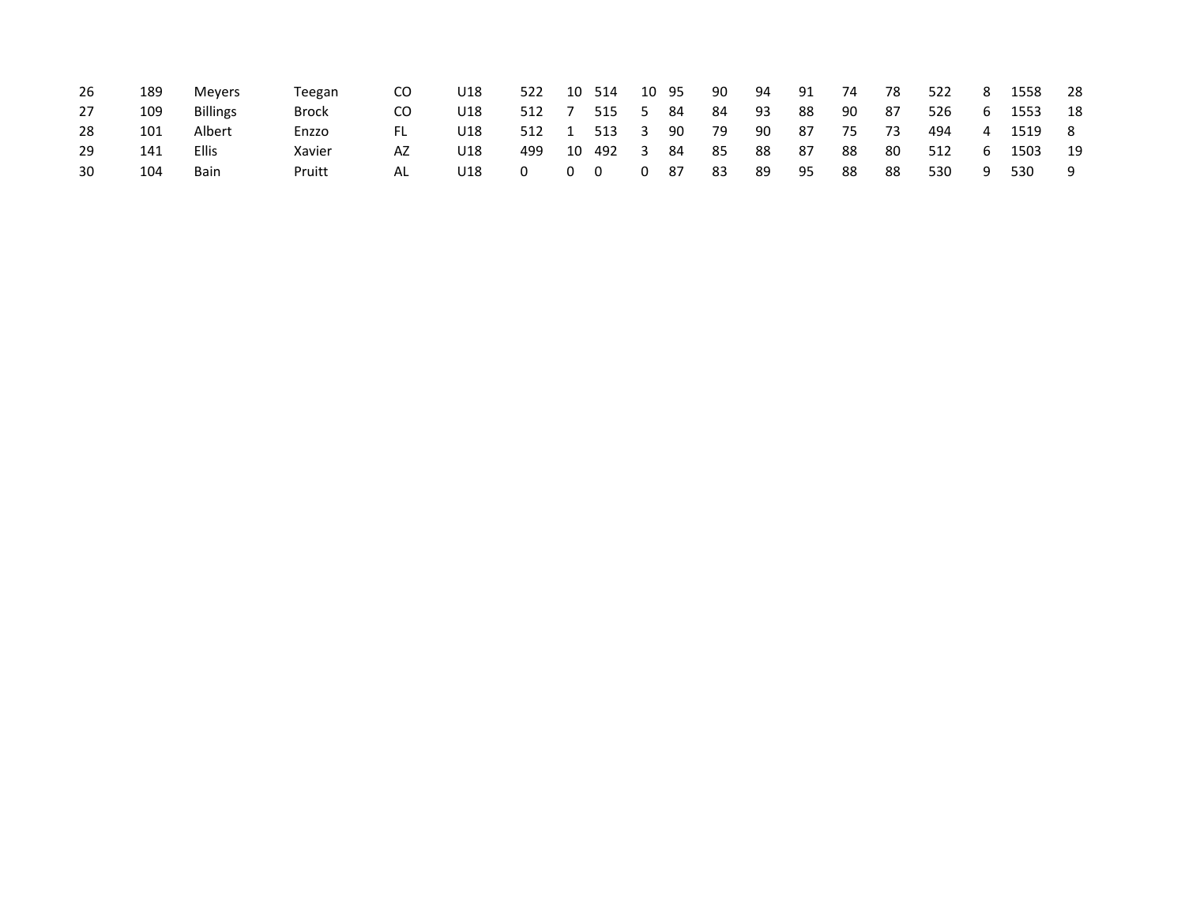| | | | | | | | | | | | | | | | | | | | |
|---|---|---|---|---|---|---|---|---|---|---|---|---|---|---|---|---|---|---|---|
| 26 | 189 | Meyers | Teegan | CO | U18 | 522 | 10 | 514 | 10 | 95 | 90 | 94 | 91 | 74 | 78 | 522 | 8 | 1558 | 28 |
| 27 | 109 | Billings | Brock | CO | U18 | 512 | 7 | 515 | 5 | 84 | 84 | 93 | 88 | 90 | 87 | 526 | 6 | 1553 | 18 |
| 28 | 101 | Albert | Enzzo | FL | U18 | 512 | 1 | 513 | 3 | 90 | 79 | 90 | 87 | 75 | 73 | 494 | 4 | 1519 | 8 |
| 29 | 141 | Ellis | Xavier | AZ | U18 | 499 | 10 | 492 | 3 | 84 | 85 | 88 | 87 | 88 | 80 | 512 | 6 | 1503 | 19 |
| 30 | 104 | Bain | Pruitt | AL | U18 | 0 | 0 | 0 | 0 | 87 | 83 | 89 | 95 | 88 | 88 | 530 | 9 | 530 | 9 |